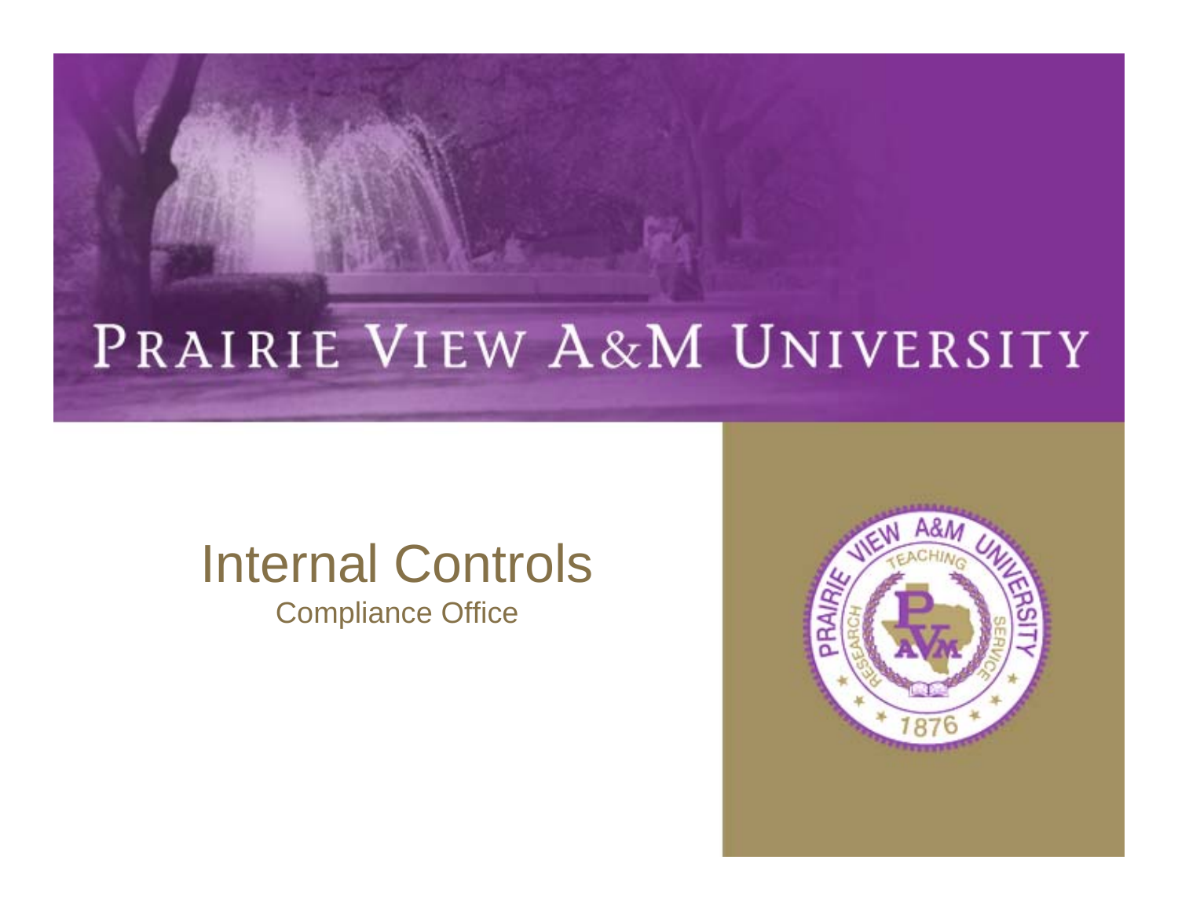# PRAIRIE VIEW A&M UNIVERSITY

## Internal Controls

Compliance Office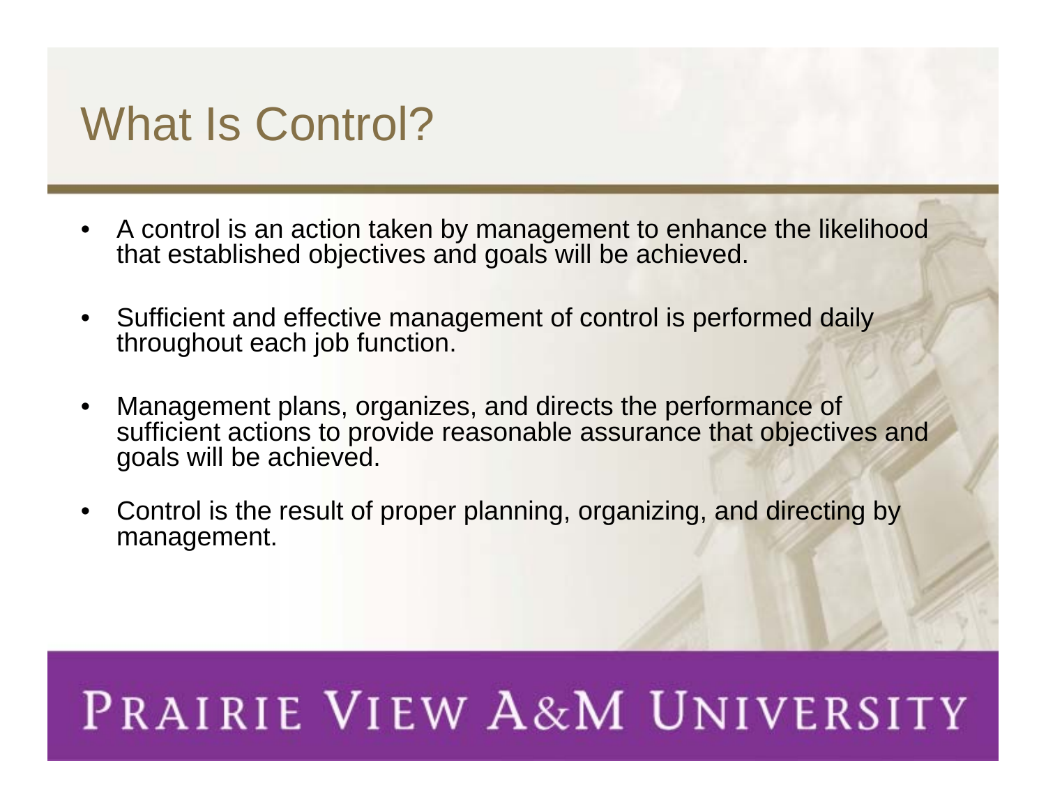# What Is Control?

- A control is an action taken by management to enhance the likelihood that established objectives and goals will be achieved.
- Sufficient and effective management of control is performed daily throughout each job function.
- Management plans, organizes, and directs the performance of sufficient actions to provide reasonable assurance that objectives and goals will be achieved.
- Control is the result of proper planning, organizing, and directing by management.

PRAIRIE VIEW A&M UNIVERSITY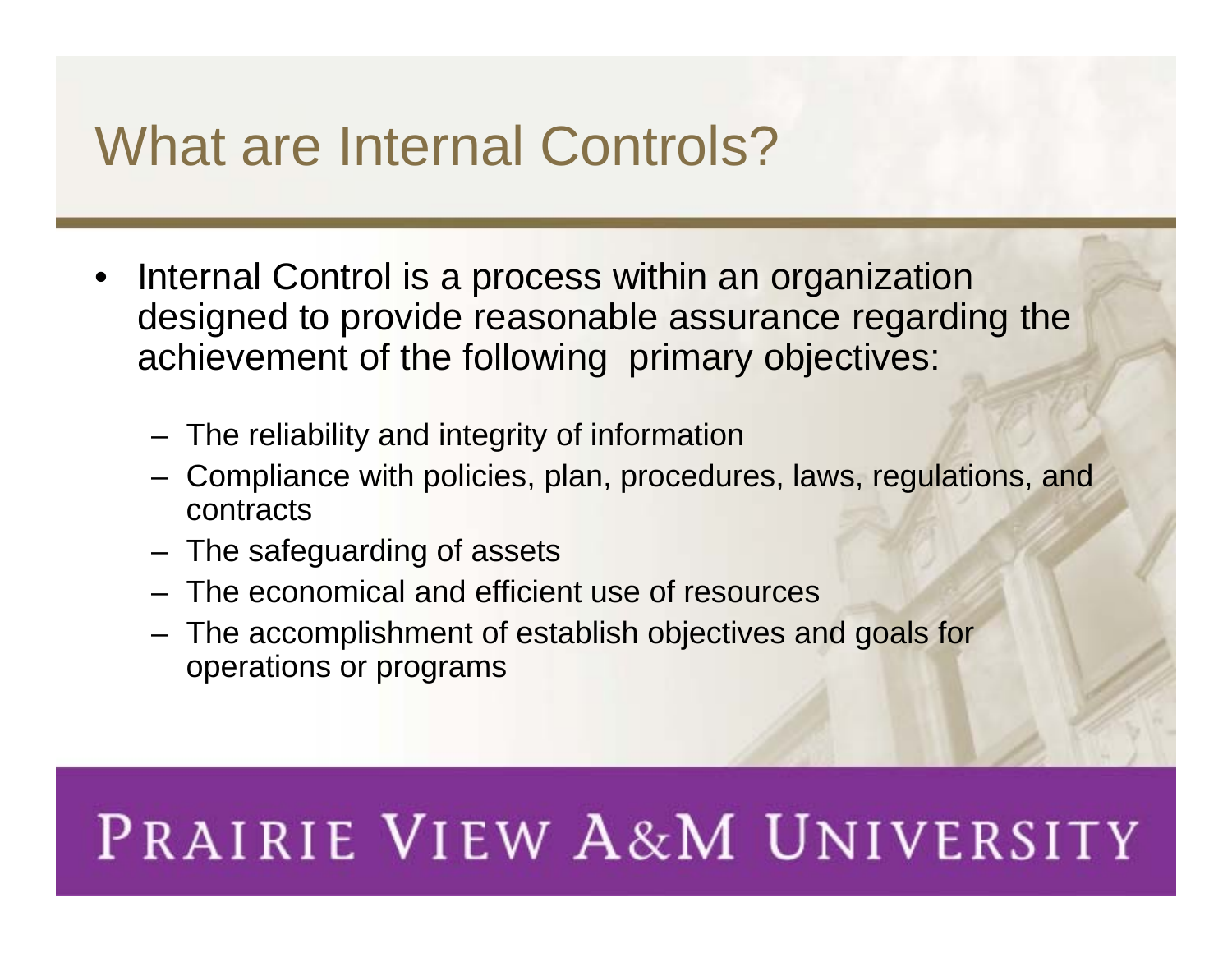# What are Internal Controls?

- Internal Control is a process within an organization designed to provide reasonable assurance regarding the achievement of the following primary objectives:
  - The reliability and integrity of information
  - Compliance with policies, plan, procedures, laws, regulations, and contracts
  - The safeguarding of assets
  - The economical and efficient use of resources
  - The accomplishment of establish objectives and goals for operations or programs

PRAIRIE VIEW A&M UNIVERSITY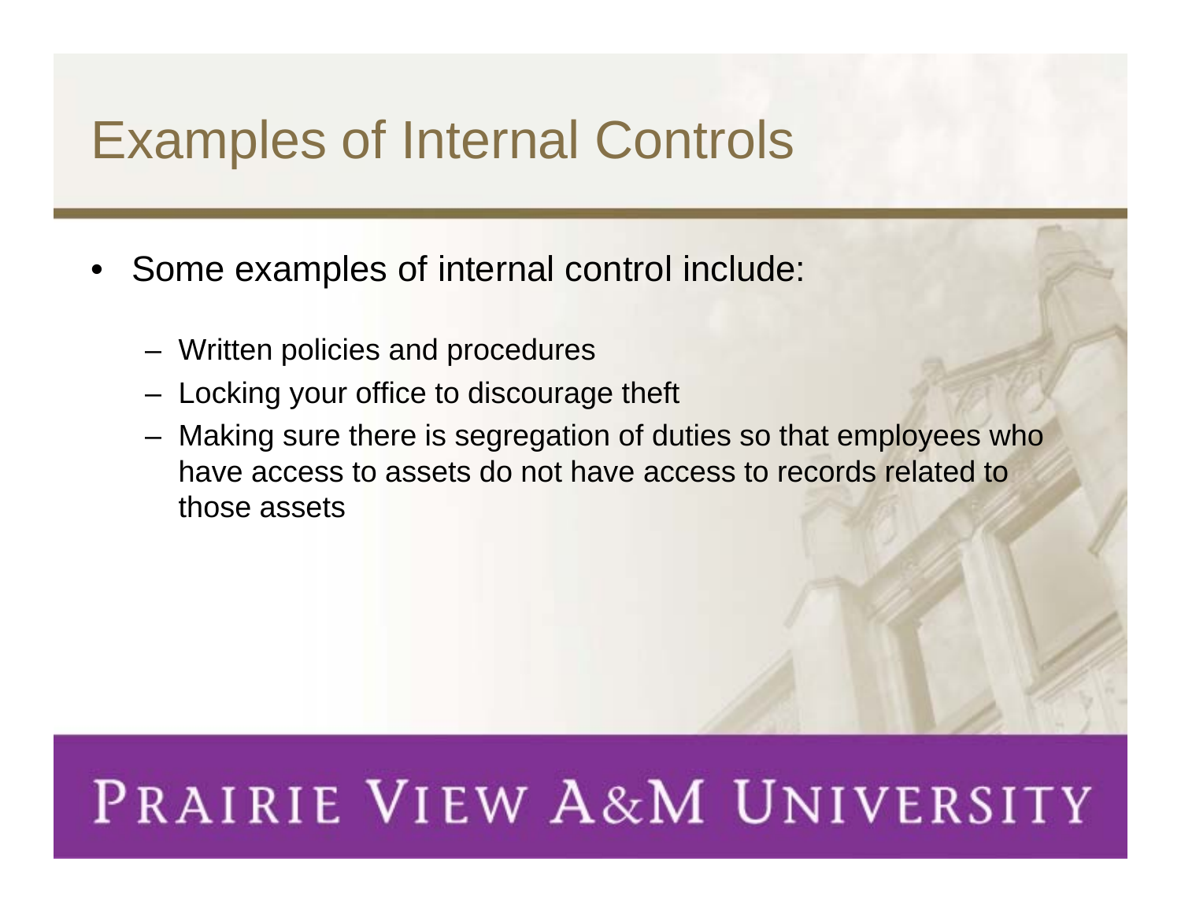# Examples of Internal Controls

- Some examples of internal control include:
  - Written policies and procedures
  - Locking your office to discourage theft
  - Making sure there is segregation of duties so that employees who have access to assets do not have access to records related to those assets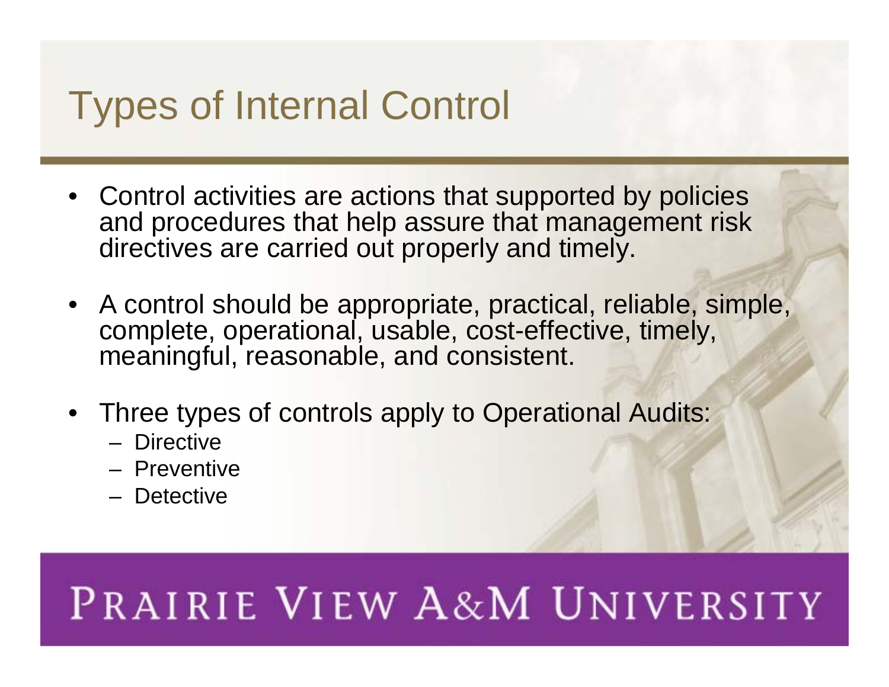# Types of Internal Control

- Control activities are actions that supported by policies and procedures that help assure that management risk directives are carried out properly and timely.
- A control should be appropriate, practical, reliable, simple, complete, operational, usable, cost-effective, timely, meaningful, reasonable, and consistent.
- Three types of controls apply to Operational Audits:
  - Directive
  - Preventive
  - Detective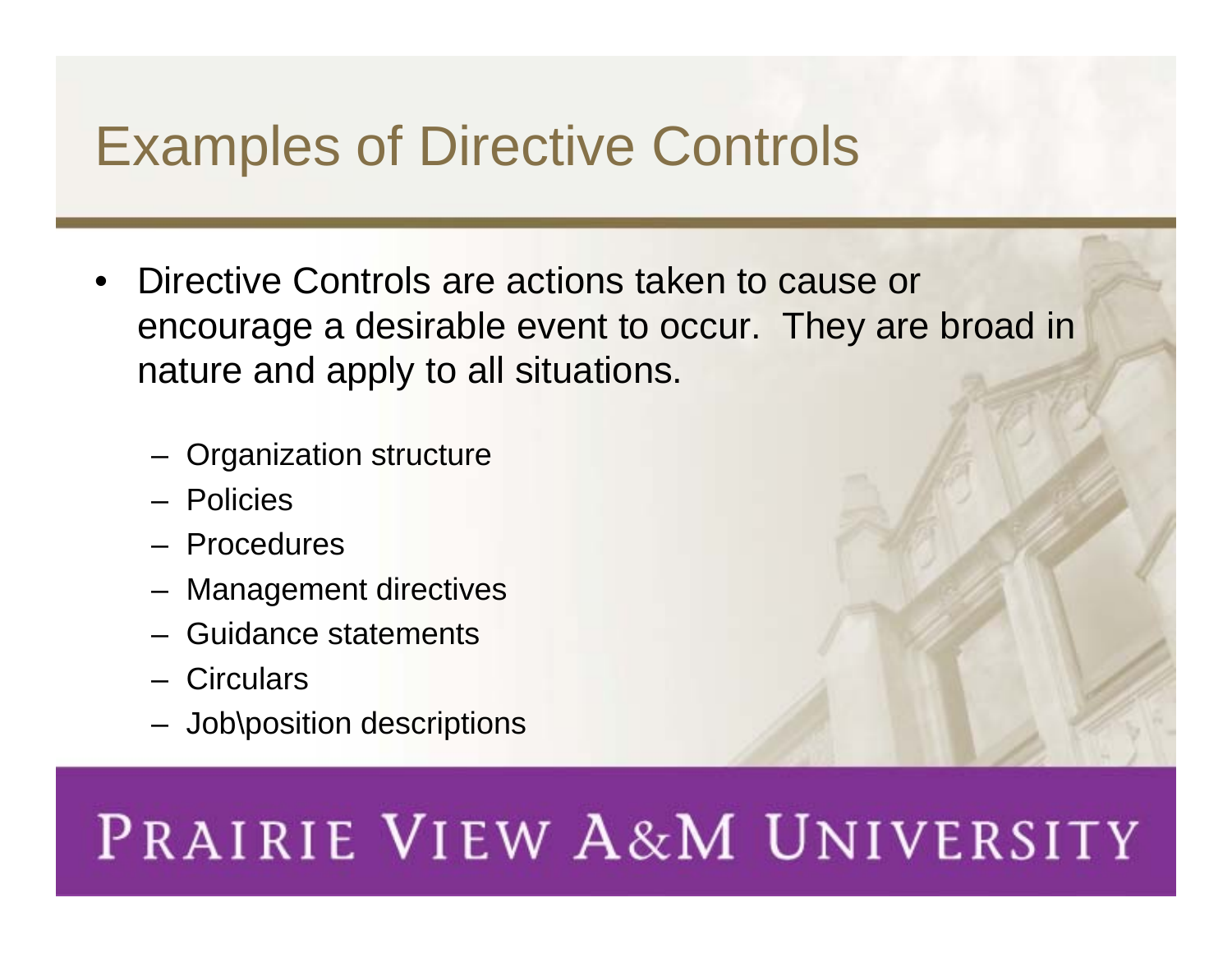# Examples of Directive Controls

- Directive Controls are actions taken to cause or encourage a desirable event to occur. They are broad in nature and apply to all situations.
  - Organization structure
  - Policies
  - Procedures
  - Management directives
  - Guidance statements
  - Circulars
  - Job\position descriptions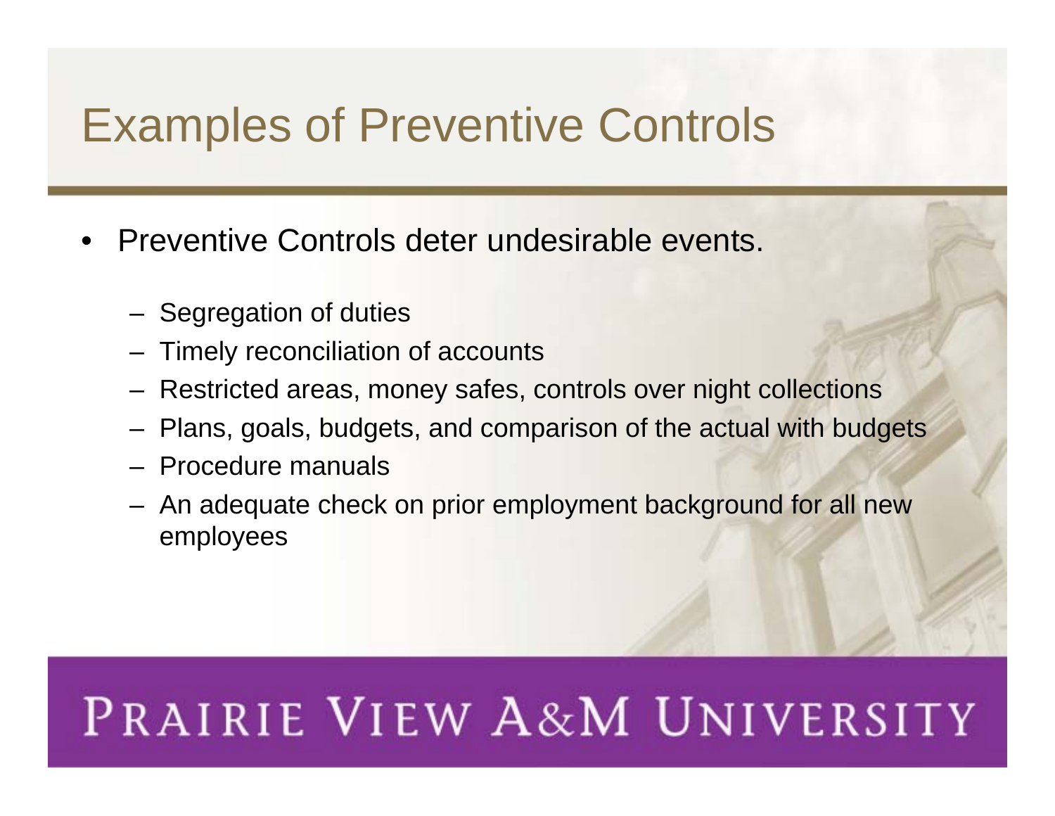# Examples of Preventive Controls

- Preventive Controls deter undesirable events.
  - Segregation of duties
  - Timely reconciliation of accounts
  - Restricted areas, money safes, controls over night collections
  - Plans, goals, budgets, and comparison of the actual with budgets
  - Procedure manuals
  - An adequate check on prior employment background for all new employees

PRAIRIE VIEW A&M UNIVERSITY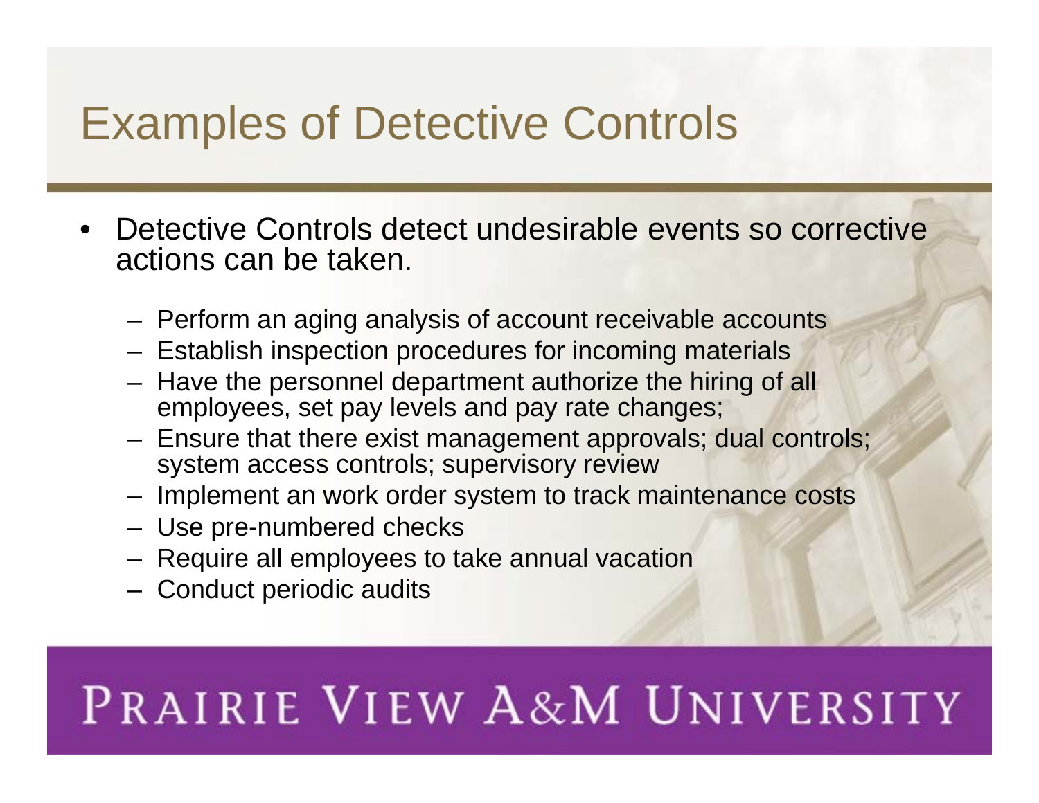# Examples of Detective Controls

- Detective Controls detect undesirable events so corrective actions can be taken.
  - Perform an aging analysis of account receivable accounts
  - Establish inspection procedures for incoming materials
  - Have the personnel department authorize the hiring of all employees, set pay levels and pay rate changes;
  - Ensure that there exist management approvals; dual controls; system access controls; supervisory review
  - Implement an work order system to track maintenance costs
  - Use pre-numbered checks
  - Require all employees to take annual vacation
  - Conduct periodic audits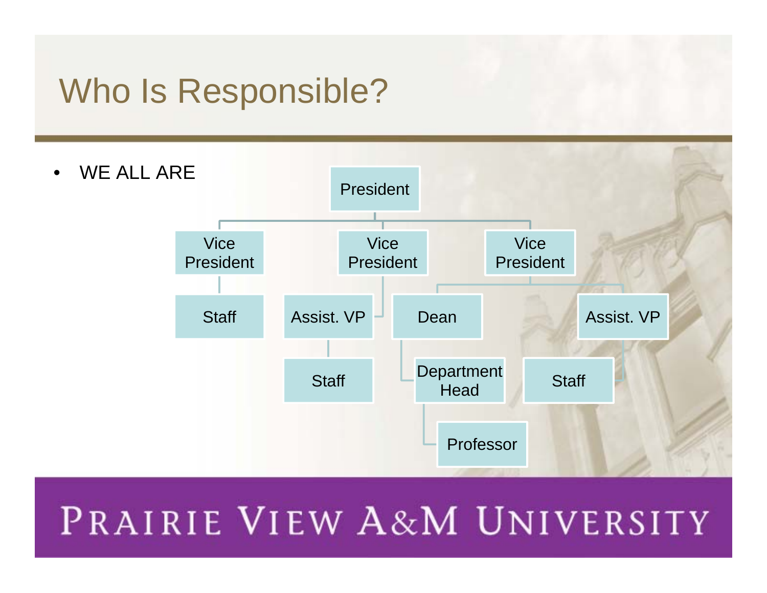# Who Is Responsible?

- WE ALL ARE

- President
  - Vice President
    - Staff
  - Vice President
    - Assist. VP
      - Staff
  - Vice President
    - Dean
      - Department Head
        - Professor
    - Assist. VP
      - Staff

PRAIRIE VIEW A&M UNIVERSITY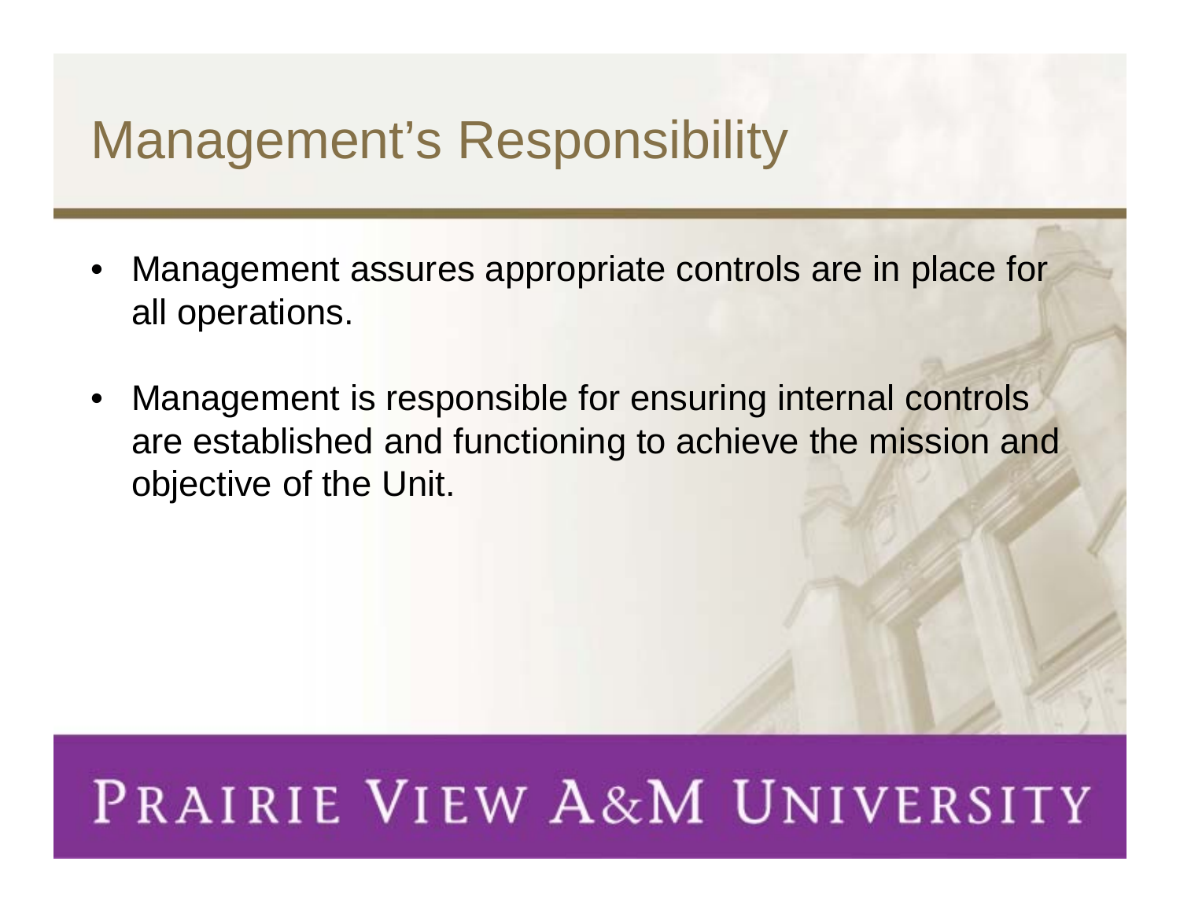# Management's Responsibility

- Management assures appropriate controls are in place for all operations.
- Management is responsible for ensuring internal controls are established and functioning to achieve the mission and objective of the Unit.

PRAIRIE VIEW A&M UNIVERSITY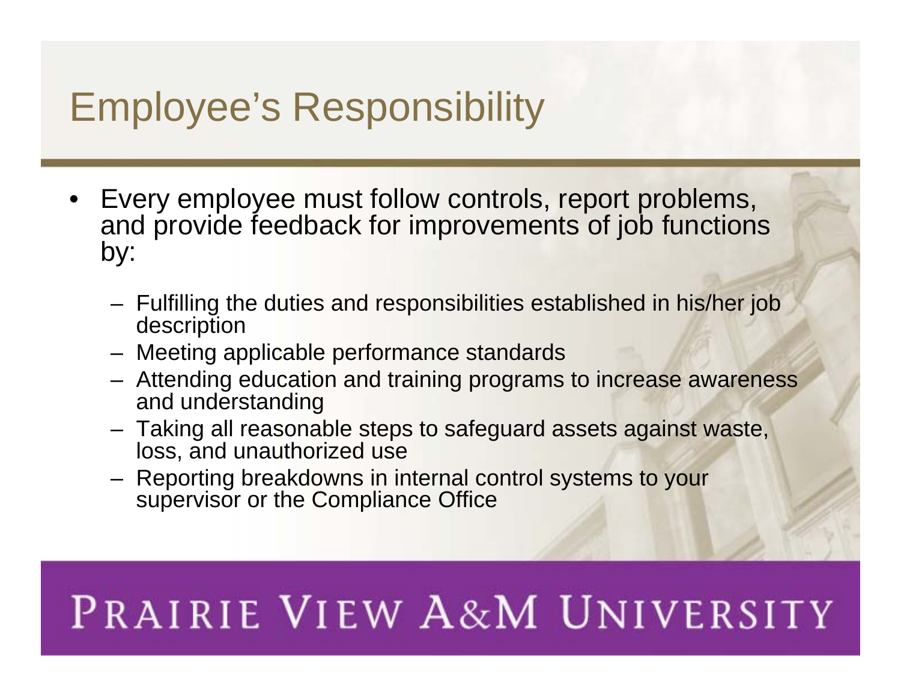# Employee's Responsibility

- Every employee must follow controls, report problems, and provide feedback for improvements of job functions by:
  - Fulfilling the duties and responsibilities established in his/her job description
  - Meeting applicable performance standards
  - Attending education and training programs to increase awareness and understanding
  - Taking all reasonable steps to safeguard assets against waste, loss, and unauthorized use
  - Reporting breakdowns in internal control systems to your supervisor or the Compliance Office

PRAIRIE VIEW A&M UNIVERSITY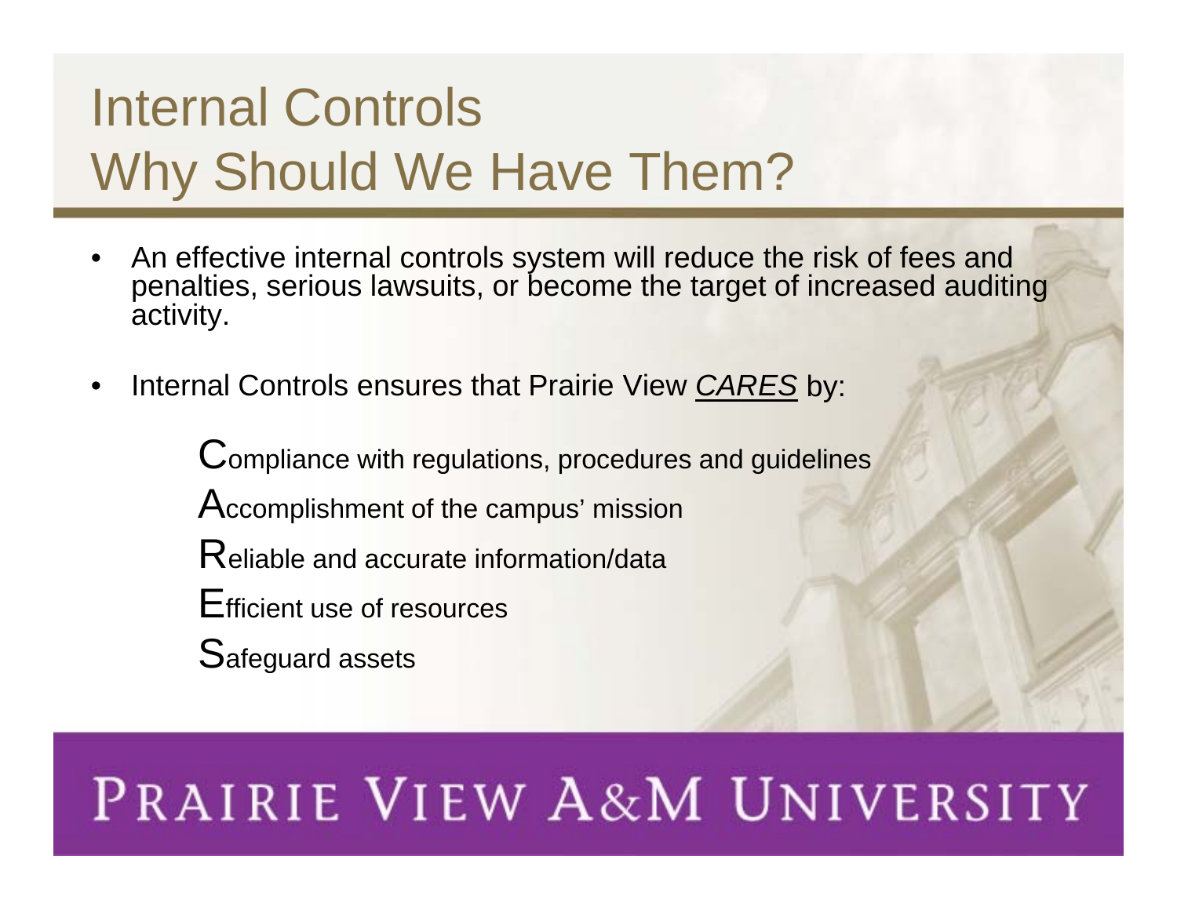# Internal Controls Why Should We Have Them?

- An effective internal controls system will reduce the risk of fees and penalties, serious lawsuits, or become the target of increased auditing activity.
- Internal Controls ensures that Prairie View ***CARES*** by:

  **C**ompliance with regulations, procedures and guidelines

  **A**ccomplishment of the campus' mission

  **R**eliable and accurate information/data

  **E**fficient use of resources

  **S**afeguard assets

PRAIRIE VIEW A&M UNIVERSITY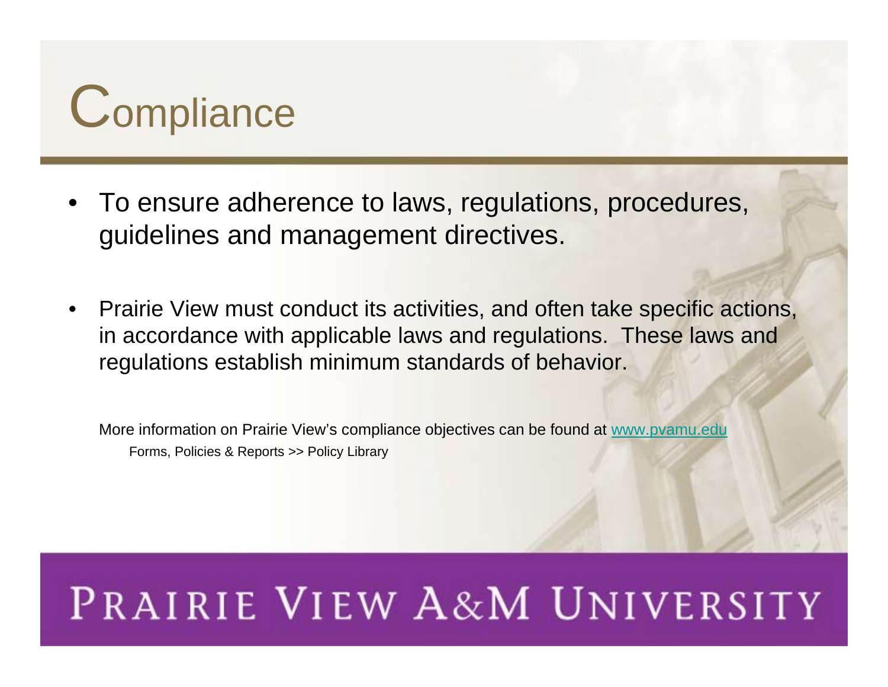# Compliance

- To ensure adherence to laws, regulations, procedures, guidelines and management directives.

- Prairie View must conduct its activities, and often take specific actions, in accordance with applicable laws and regulations. These laws and regulations establish minimum standards of behavior.

More information on Prairie View's compliance objectives can be found at www.pvamu.edu

Forms, Policies & Reports >> Policy Library

PRAIRIE VIEW A&M UNIVERSITY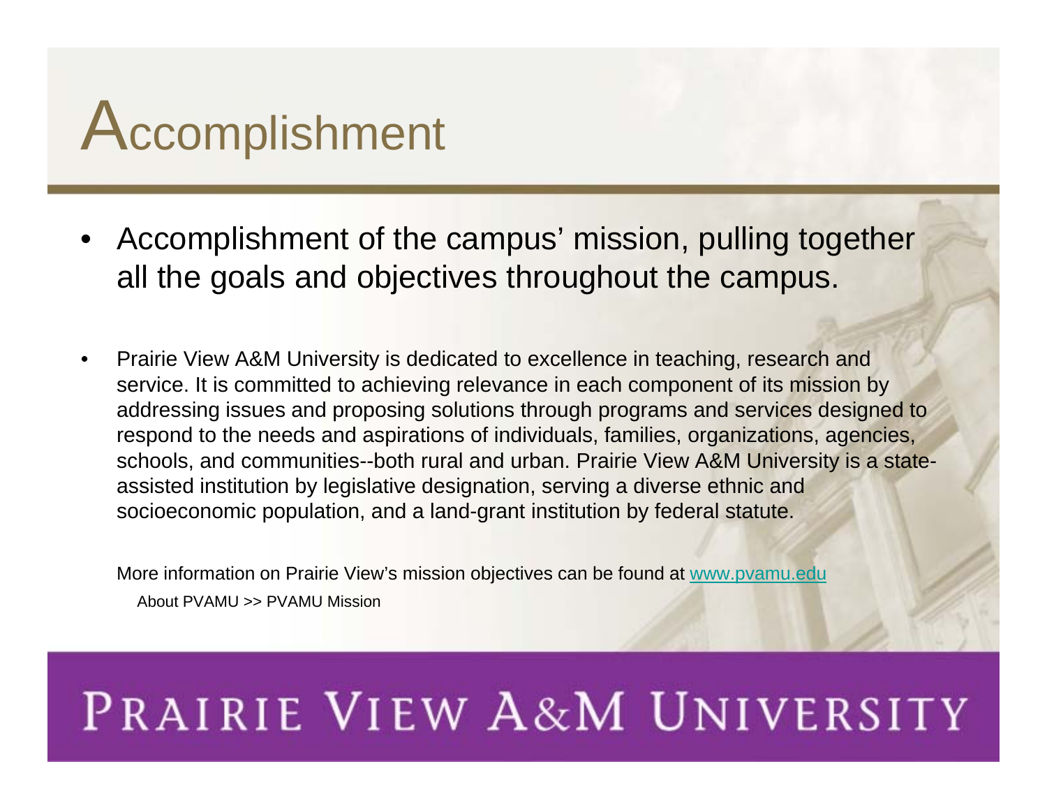# Accomplishment

- Accomplishment of the campus' mission, pulling together all the goals and objectives throughout the campus.

- Prairie View A&M University is dedicated to excellence in teaching, research and service. It is committed to achieving relevance in each component of its mission by addressing issues and proposing solutions through programs and services designed to respond to the needs and aspirations of individuals, families, organizations, agencies, schools, and communities--both rural and urban. Prairie View A&M University is a state-assisted institution by legislative designation, serving a diverse ethnic and socioeconomic population, and a land-grant institution by federal statute.

  More information on Prairie View's mission objectives can be found at [www.pvamu.edu](http://www.pvamu.edu)

  About PVAMU >> PVAMU Mission

PRAIRIE VIEW A&M UNIVERSITY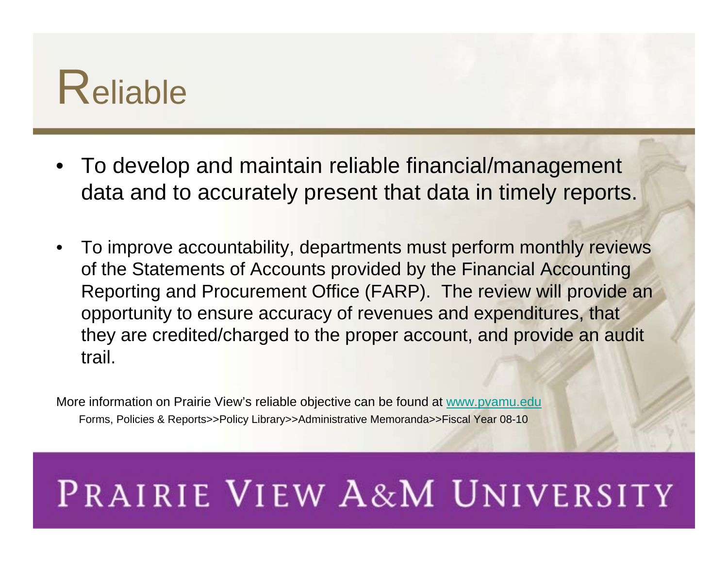# Reliable

- To develop and maintain reliable financial/management data and to accurately present that data in timely reports.

- To improve accountability, departments must perform monthly reviews of the Statements of Accounts provided by the Financial Accounting Reporting and Procurement Office (FARP). The review will provide an opportunity to ensure accuracy of revenues and expenditures, that they are credited/charged to the proper account, and provide an audit trail.

More information on Prairie View's reliable objective can be found at [www.pvamu.edu](http://www.pvamu.edu)
Forms, Policies & Reports>>Policy Library>>Administrative Memoranda>>Fiscal Year 08-10

PRAIRIE VIEW A&M UNIVERSITY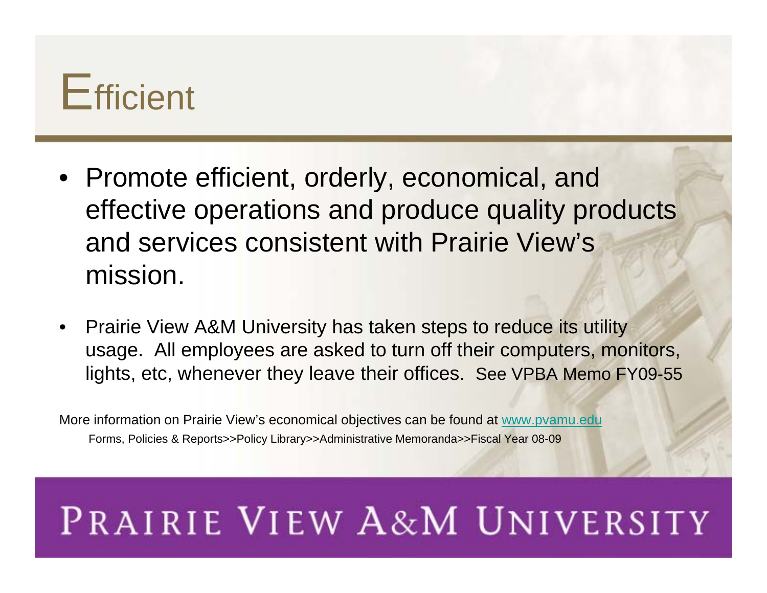# Efficient

- Promote efficient, orderly, economical, and effective operations and produce quality products and services consistent with Prairie View's mission.

- Prairie View A&M University has taken steps to reduce its utility usage. All employees are asked to turn off their computers, monitors, lights, etc, whenever they leave their offices. See VPBA Memo FY09-55

More information on Prairie View's economical objectives can be found at www.pvamu.edu

Forms, Policies & Reports>>Policy Library>>Administrative Memoranda>>Fiscal Year 08-09

PRAIRIE VIEW A&M UNIVERSITY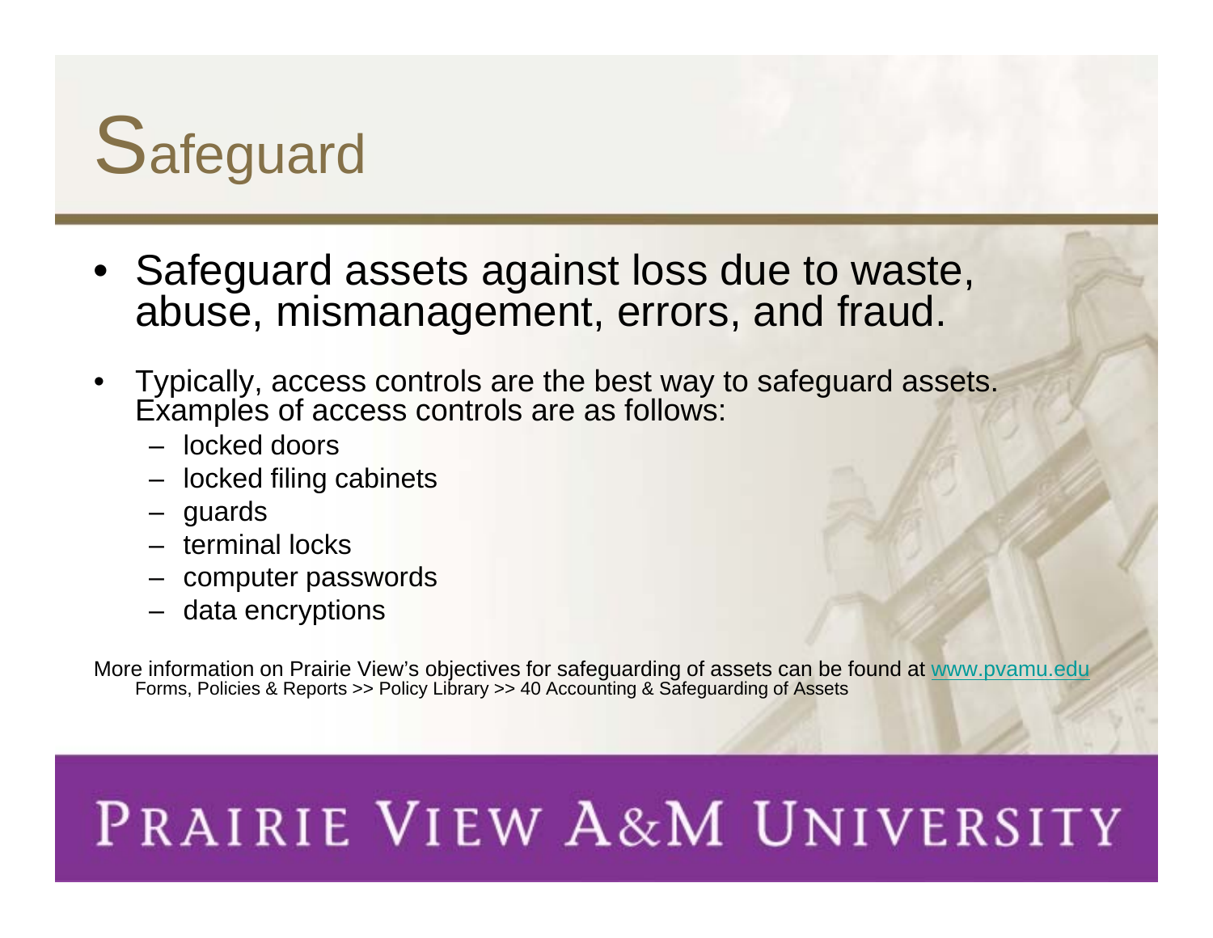# Safeguard

- Safeguard assets against loss due to waste, abuse, mismanagement, errors, and fraud.
- Typically, access controls are the best way to safeguard assets. Examples of access controls are as follows:
  - locked doors
  - locked filing cabinets
  - guards
  - terminal locks
  - computer passwords
  - data encryptions

More information on Prairie View's objectives for safeguarding of assets can be found at www.pvamu.edu
Forms, Policies & Reports >> Policy Library >> 40 Accounting & Safeguarding of Assets

PRAIRIE VIEW A&M UNIVERSITY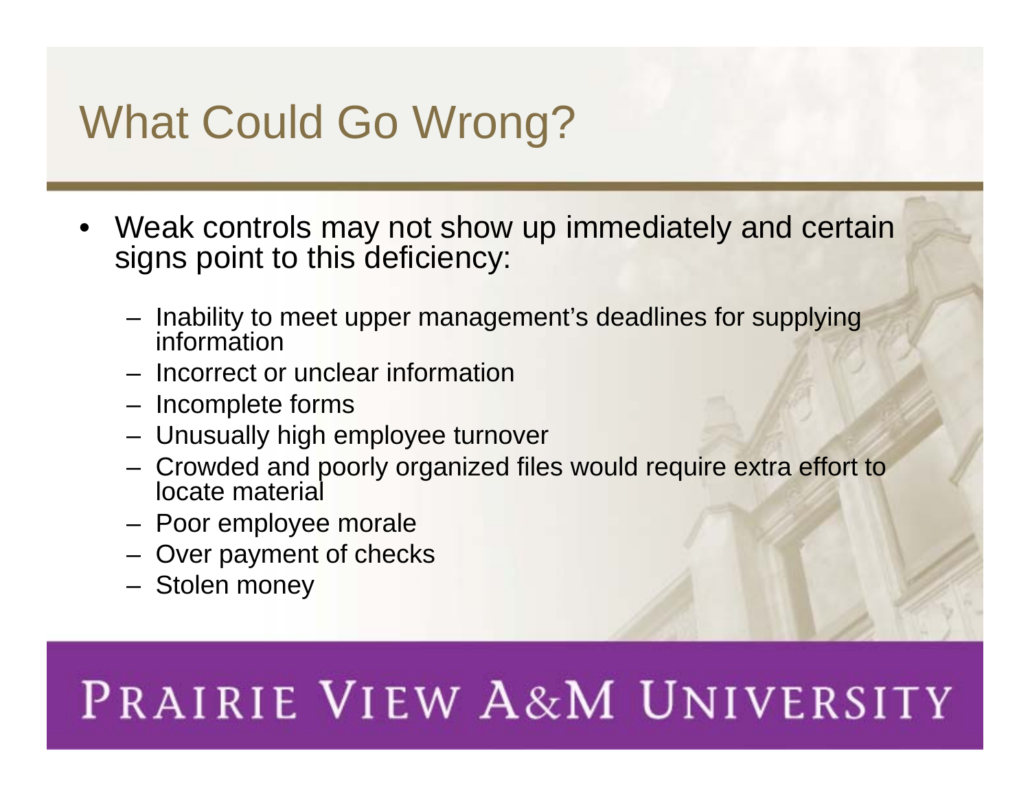# What Could Go Wrong?

- Weak controls may not show up immediately and certain signs point to this deficiency:
  - Inability to meet upper management's deadlines for supplying information
  - Incorrect or unclear information
  - Incomplete forms
  - Unusually high employee turnover
  - Crowded and poorly organized files would require extra effort to locate material
  - Poor employee morale
  - Over payment of checks
  - Stolen money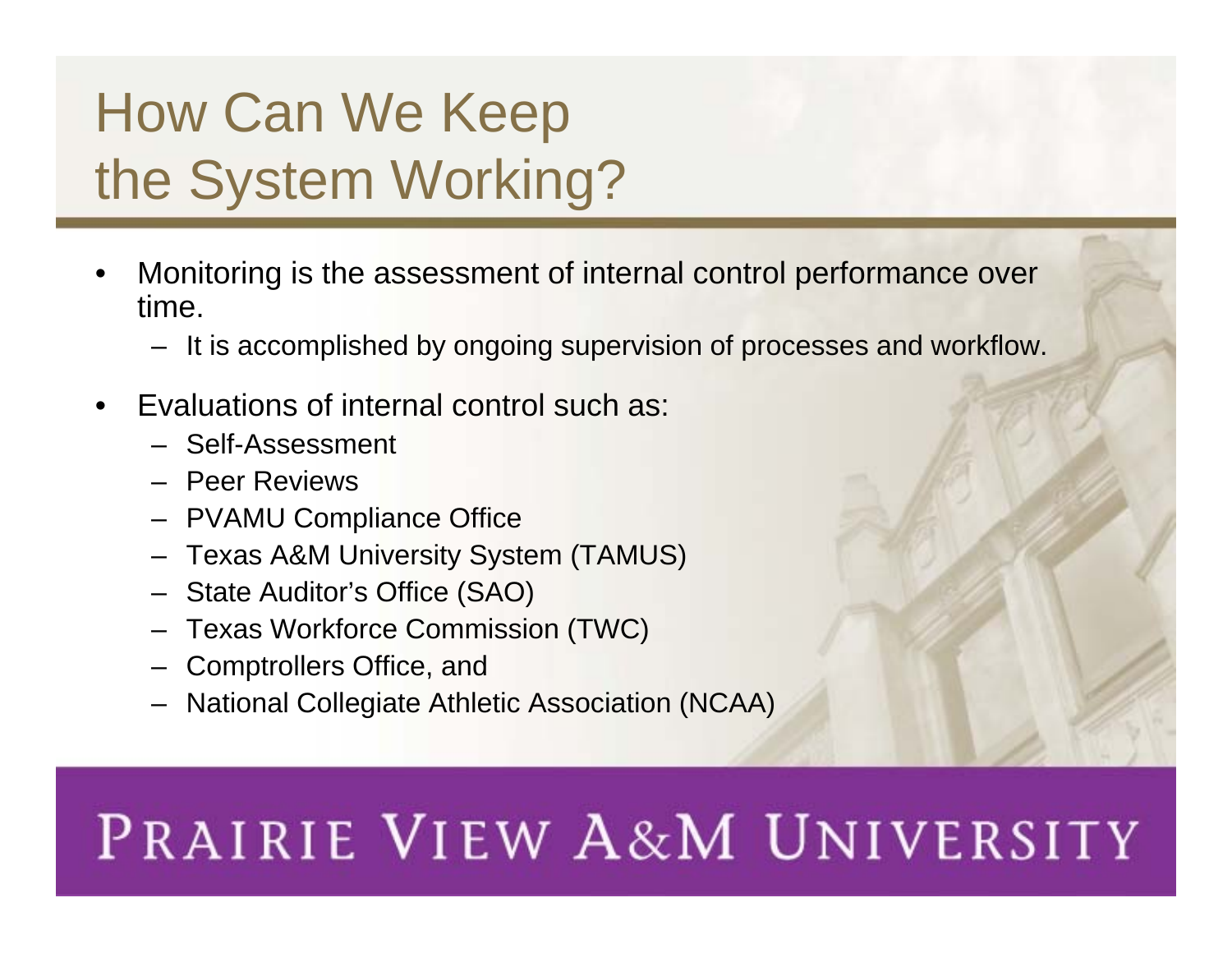# How Can We Keep the System Working?

- Monitoring is the assessment of internal control performance over time.
  - It is accomplished by ongoing supervision of processes and workflow.
- Evaluations of internal control such as:
  - Self-Assessment
  - Peer Reviews
  - PVAMU Compliance Office
  - Texas A&M University System (TAMUS)
  - State Auditor's Office (SAO)
  - Texas Workforce Commission (TWC)
  - Comptrollers Office, and
  - National Collegiate Athletic Association (NCAA)

PRAIRIE VIEW A&M UNIVERSITY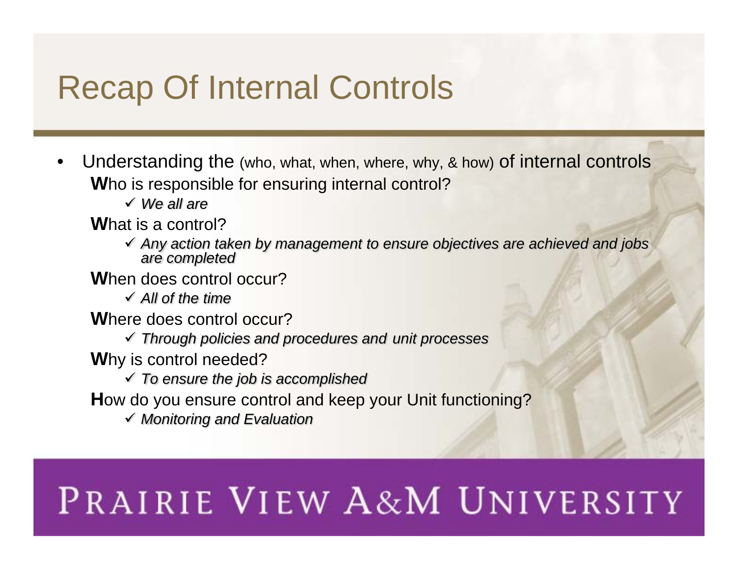# Recap Of Internal Controls

- Understanding the (who, what, when, where, why, & how) of internal controls

  **W**ho is responsible for ensuring internal control?

  - ✓ *We all are*

  **W**hat is a control?

  - ✓ *Any action taken by management to ensure objectives are achieved and jobs are completed*

  **W**hen does control occur?

  - ✓ *All of the time*

  **W**here does control occur?

  - ✓ *Through policies and procedures and unit processes*

  **W**hy is control needed?

  - ✓ *To ensure the job is accomplished*

  **H**ow do you ensure control and keep your Unit functioning?

  - ✓ *Monitoring and Evaluation*

PRAIRIE VIEW A&M UNIVERSITY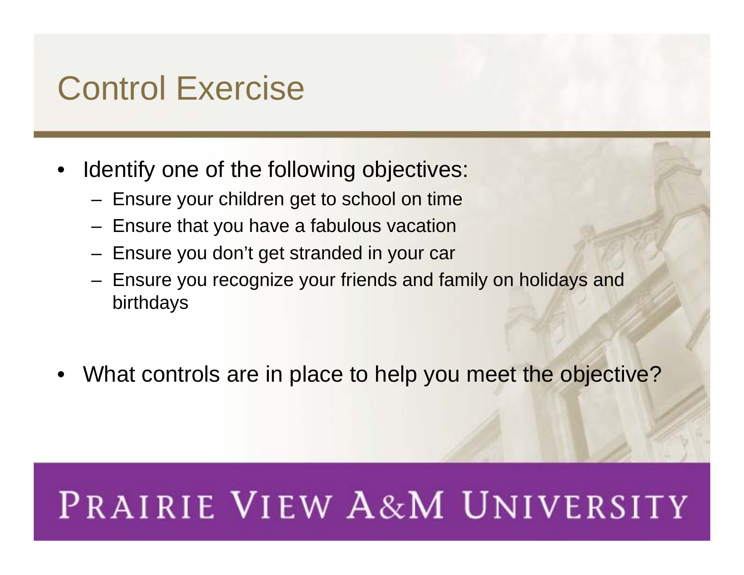# Control Exercise

- Identify one of the following objectives:
  - Ensure your children get to school on time
  - Ensure that you have a fabulous vacation
  - Ensure you don't get stranded in your car
  - Ensure you recognize your friends and family on holidays and birthdays

- What controls are in place to help you meet the objective?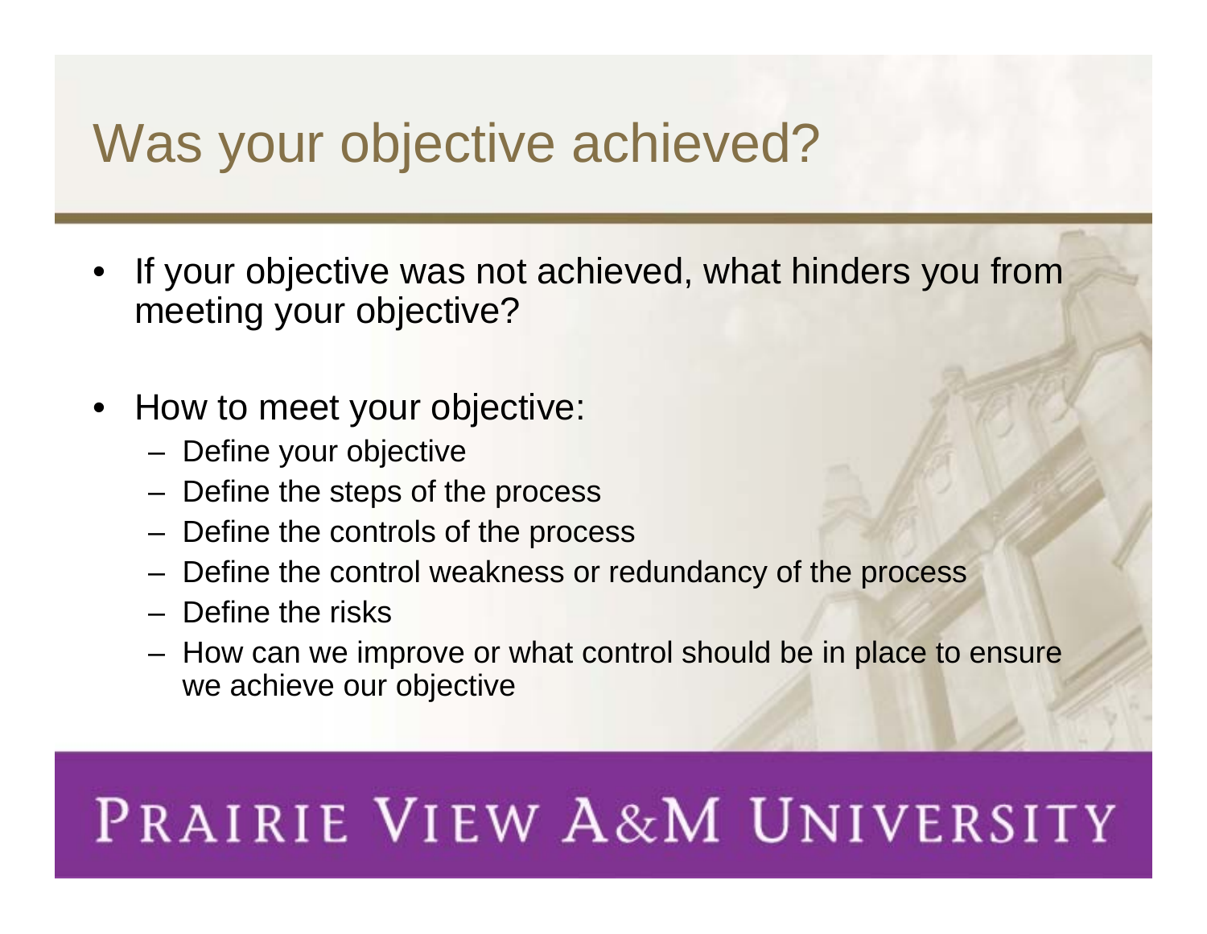# Was your objective achieved?

- If your objective was not achieved, what hinders you from meeting your objective?
- How to meet your objective:
  - Define your objective
  - Define the steps of the process
  - Define the controls of the process
  - Define the control weakness or redundancy of the process
  - Define the risks
  - How can we improve or what control should be in place to ensure we achieve our objective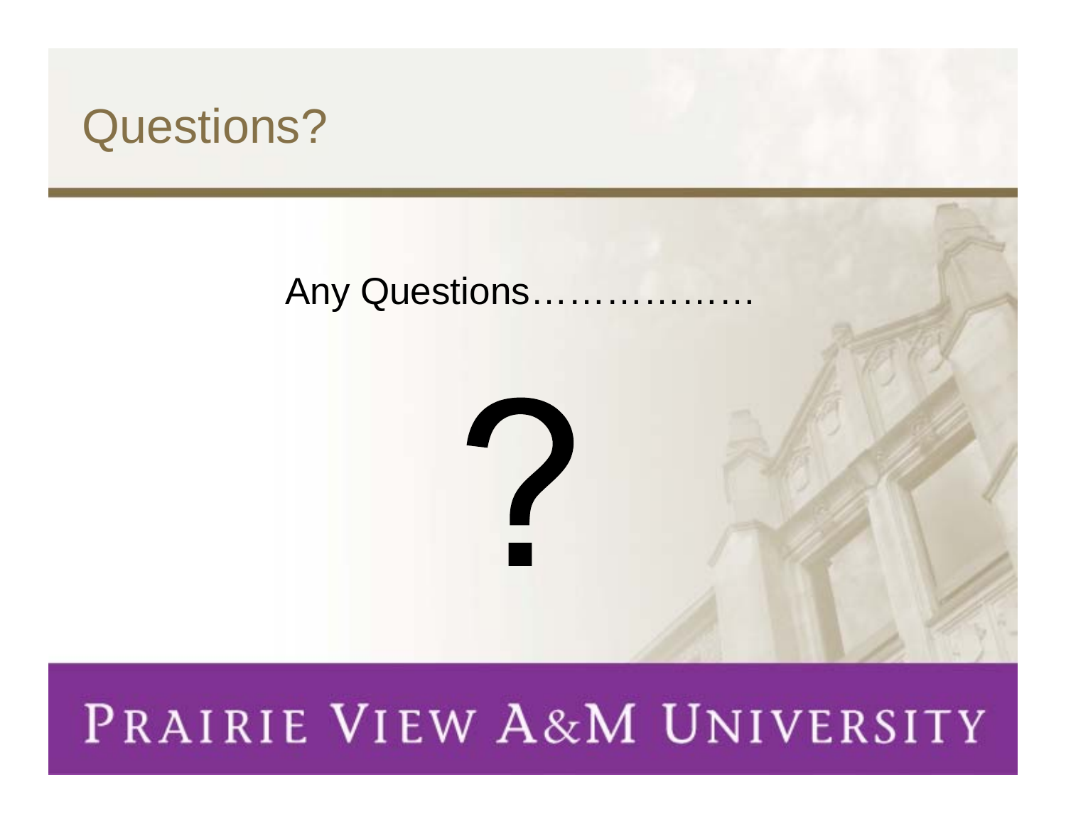# Questions?

Any Questions………………

?

PRAIRIE VIEW A&M UNIVERSITY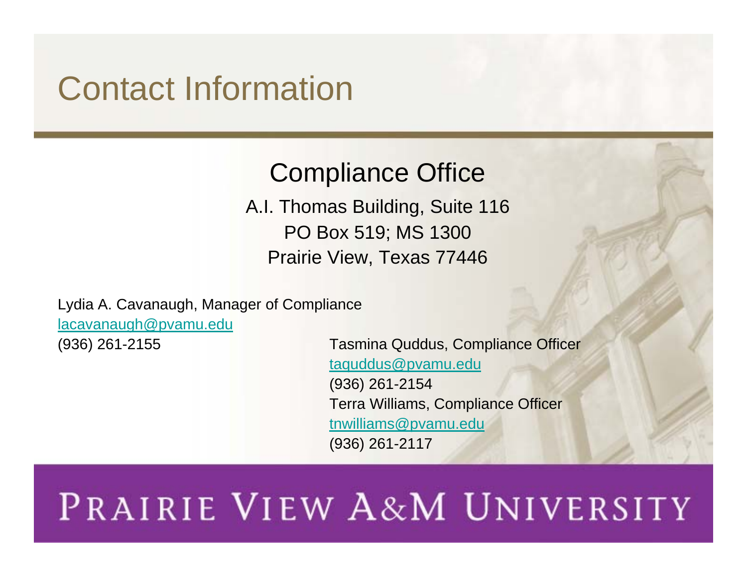# Contact Information

## Compliance Office

A.I. Thomas Building, Suite 116
PO Box 519; MS 1300
Prairie View, Texas 77446

Lydia A. Cavanaugh, Manager of Compliance
lacavanaugh@pvamu.edu
(936) 261-2155

Tasmina Quddus, Compliance Officer
taquddus@pvamu.edu
(936) 261-2154

Terra Williams, Compliance Officer
tnwilliams@pvamu.edu
(936) 261-2117

PRAIRIE VIEW A&M UNIVERSITY